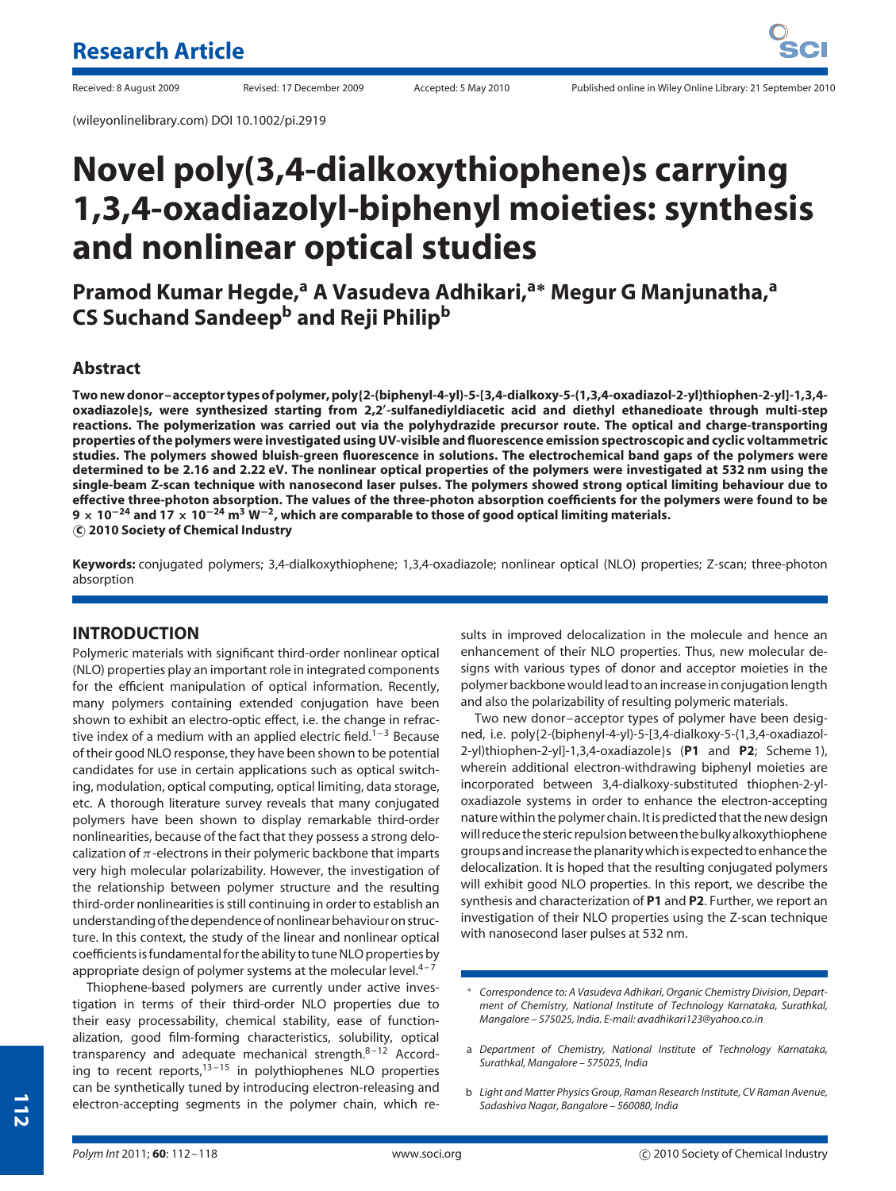Research Article

Received: 8 August 2009 Revised: 17 December 2009 Accepted: 5 May 2010 Published online in Wiley Online Library: 21 September 2010

(wileyonlinelibrary.com) DOI 10.1002/pi.2919

# Novel poly(3,4-dialkoxythiophene)s carrying 1,3,4-oxadiazolyl-biphenyl moieties: synthesis and nonlinear optical studies

**Pramod Kumar Hegde,[a] A Vasudeva Adhikari,[a*] Megur G Manjunatha,[a] CS Suchand Sandeep[b] and Reji Philip[b]**

## Abstract

**Two new donor–acceptor types of polymer, poly{2-(biphenyl-4-yl)-5-[3,4-dialkoxy-5-(1,3,4-oxadiazol-2-yl)thiophen-2-yl]-1,3,4-oxadiazole}s, were synthesized starting from 2,2′-sulfanediyldiacetic acid and diethyl ethanedioate through multi-step reactions. The polymerization was carried out via the polyhydrazide precursor route. The optical and charge-transporting properties of the polymers were investigated using UV-visible and fluorescence emission spectroscopic and cyclic voltammetric studies. The polymers showed bluish-green fluorescence in solutions. The electrochemical band gaps of the polymers were determined to be 2.16 and 2.22 eV. The nonlinear optical properties of the polymers were investigated at 532 nm using the single-beam Z-scan technique with nanosecond laser pulses. The polymers showed strong optical limiting behaviour due to effective three-photon absorption. The values of the three-photon absorption coefficients for the polymers were found to be $9 \times 10^{-24}$ and $17 \times 10^{-24}$ $m^3$ $W^{-2}$, which are comparable to those of good optical limiting materials.**
**© 2010 Society of Chemical Industry**

**Keywords:** conjugated polymers; 3,4-dialkoxythiophene; 1,3,4-oxadiazole; nonlinear optical (NLO) properties; Z-scan; three-photon absorption

## INTRODUCTION

Polymeric materials with significant third-order nonlinear optical (NLO) properties play an important role in integrated components for the efficient manipulation of optical information. Recently, many polymers containing extended conjugation have been shown to exhibit an electro-optic effect, i.e. the change in refractive index of a medium with an applied electric field.[1–3] Because of their good NLO response, they have been shown to be potential candidates for use in certain applications such as optical switching, modulation, optical computing, optical limiting, data storage, etc. A thorough literature survey reveals that many conjugated polymers have been shown to display remarkable third-order nonlinearities, because of the fact that they possess a strong delocalization of $\pi$-electrons in their polymeric backbone that imparts very high molecular polarizability. However, the investigation of the relationship between polymer structure and the resulting third-order nonlinearities is still continuing in order to establish an understanding of the dependence of nonlinear behaviour on structure. In this context, the study of the linear and nonlinear optical coefficients is fundamental for the ability to tune NLO properties by appropriate design of polymer systems at the molecular level.[4–7]

Thiophene-based polymers are currently under active investigation in terms of their third-order NLO properties due to their easy processability, chemical stability, ease of functionalization, good film-forming characteristics, solubility, optical transparency and adequate mechanical strength.[8–12] According to recent reports,[13–15] in polythiophenes NLO properties can be synthetically tuned by introducing electron-releasing and electron-accepting segments in the polymer chain, which results in improved delocalization in the molecule and hence an enhancement of their NLO properties. Thus, new molecular designs with various types of donor and acceptor moieties in the polymer backbone would lead to an increase in conjugation length and also the polarizability of resulting polymeric materials.

Two new donor–acceptor types of polymer have been designed, i.e. poly{2-(biphenyl-4-yl)-5-[3,4-dialkoxy-5-(1,3,4-oxadiazol-2-yl)thiophen-2-yl]-1,3,4-oxadiazole}s (**P1** and **P2**; Scheme 1), wherein additional electron-withdrawing biphenyl moieties are incorporated between 3,4-dialkoxy-substituted thiophen-2-yl-oxadiazole systems in order to enhance the electron-accepting nature within the polymer chain. It is predicted that the new design will reduce the steric repulsion between the bulky alkoxythiophene groups and increase the planarity which is expected to enhance the delocalization. It is hoped that the resulting conjugated polymers will exhibit good NLO properties. In this report, we describe the synthesis and characterization of **P1** and **P2**. Further, we report an investigation of their NLO properties using the Z-scan technique with nanosecond laser pulses at 532 nm.

\* *Correspondence to: A Vasudeva Adhikari, Organic Chemistry Division, Department of Chemistry, National Institute of Technology Karnataka, Surathkal, Mangalore – 575025, India. E-mail: avadhikari123@yahoo.co.in*

a *Department of Chemistry, National Institute of Technology Karnataka, Surathkal, Mangalore – 575025, India*

b *Light and Matter Physics Group, Raman Research Institute, CV Raman Avenue, Sadashiva Nagar, Bangalore – 560080, India*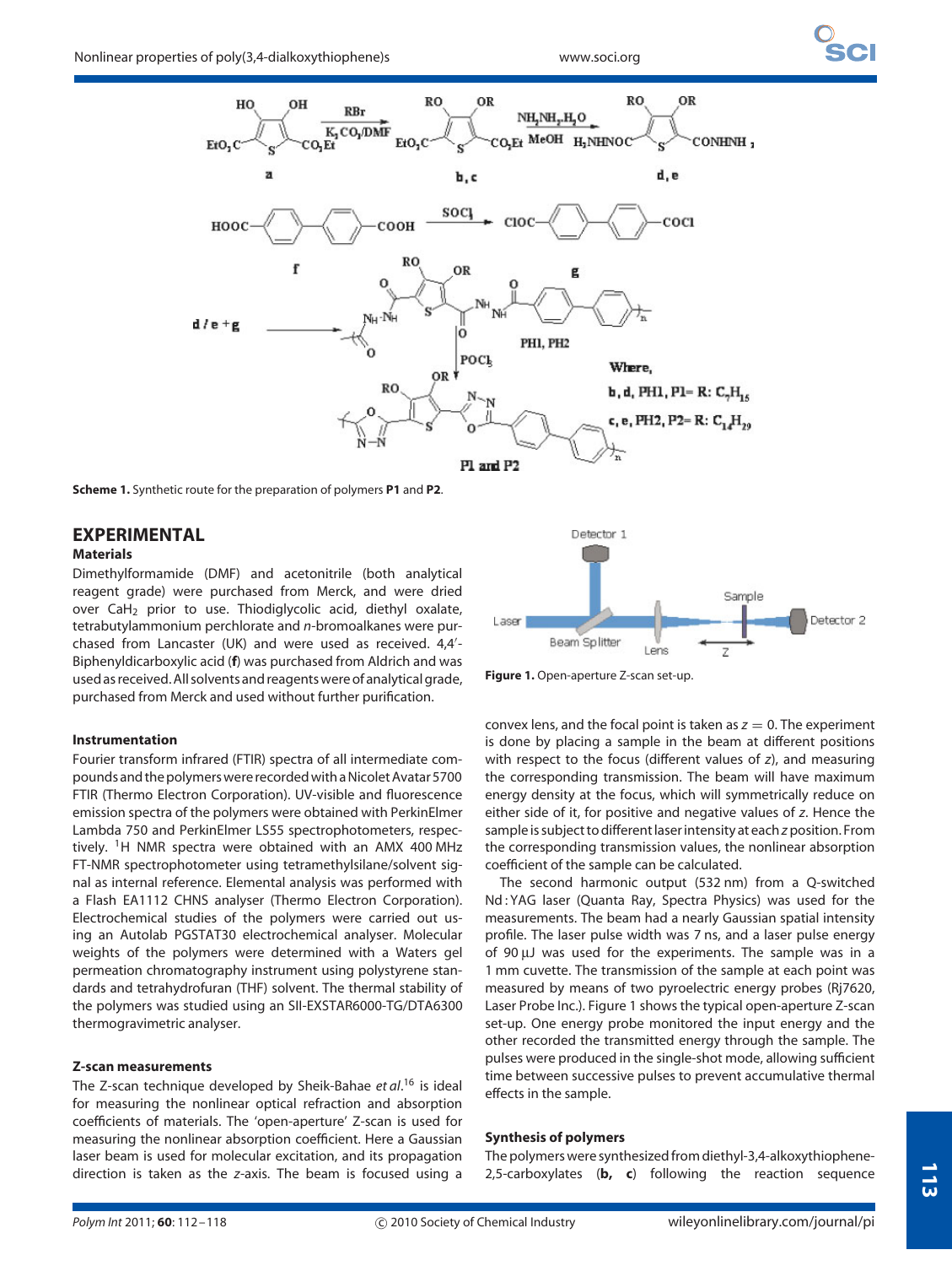**Scheme 1.** Synthetic route for the preparation of polymers **P1** and **P2**.

## EXPERIMENTAL

### Materials

Dimethylformamide (DMF) and acetonitrile (both analytical reagent grade) were purchased from Merck, and were dried over $CaH_2$ prior to use. Thiodiglycolic acid, diethyl oxalate, tetrabutylammonium perchlorate and *n*-bromoalkanes were purchased from Lancaster (UK) and were used as received. 4,4′-Biphenyldicarboxylic acid (**f**) was purchased from Aldrich and was used as received. All solvents and reagents were of analytical grade, purchased from Merck and used without further purification.

### Instrumentation

Fourier transform infrared (FTIR) spectra of all intermediate compounds and the polymers were recorded with a Nicolet Avatar 5700 FTIR (Thermo Electron Corporation). UV-visible and fluorescence emission spectra of the polymers were obtained with PerkinElmer Lambda 750 and PerkinElmer LS55 spectrophotometers, respectively. $^1$H NMR spectra were obtained with an AMX 400 MHz FT-NMR spectrophotometer using tetramethylsilane/solvent signal as internal reference. Elemental analysis was performed with a Flash EA1112 CHNS analyser (Thermo Electron Corporation). Electrochemical studies of the polymers were carried out using an Autolab PGSTAT30 electrochemical analyser. Molecular weights of the polymers were determined with a Waters gel permeation chromatography instrument using polystyrene standards and tetrahydrofuran (THF) solvent. The thermal stability of the polymers was studied using an SII-EXSTAR6000-TG/DTA6300 thermogravimetric analyser.

### Z-scan measurements

The Z-scan technique developed by Sheik-Bahae *et al*.[16] is ideal for measuring the nonlinear optical refraction and absorption coefficients of materials. The 'open-aperture' Z-scan is used for measuring the nonlinear absorption coefficient. Here a Gaussian laser beam is used for molecular excitation, and its propagation direction is taken as the *z*-axis. The beam is focused using a convex lens, and the focal point is taken as $z = 0$. The experiment is done by placing a sample in the beam at different positions with respect to the focus (different values of *z*), and measuring the corresponding transmission. The beam will have maximum energy density at the focus, which will symmetrically reduce on either side of it, for positive and negative values of *z*. Hence the sample is subject to different laser intensity at each *z* position. From the corresponding transmission values, the nonlinear absorption coefficient of the sample can be calculated.

**Figure 1.** Open-aperture Z-scan set-up.

The second harmonic output (532 nm) from a Q-switched Nd : YAG laser (Quanta Ray, Spectra Physics) was used for the measurements. The beam had a nearly Gaussian spatial intensity profile. The laser pulse width was 7 ns, and a laser pulse energy of 90 μJ was used for the experiments. The sample was in a 1 mm cuvette. The transmission of the sample at each point was measured by means of two pyroelectric energy probes (Rj7620, Laser Probe Inc.). Figure 1 shows the typical open-aperture Z-scan set-up. One energy probe monitored the input energy and the other recorded the transmitted energy through the sample. The pulses were produced in the single-shot mode, allowing sufficient time between successive pulses to prevent accumulative thermal effects in the sample.

### Synthesis of polymers

The polymers were synthesized from diethyl-3,4-alkoxythiophene-2,5-carboxylates (**b, c**) following the reaction sequence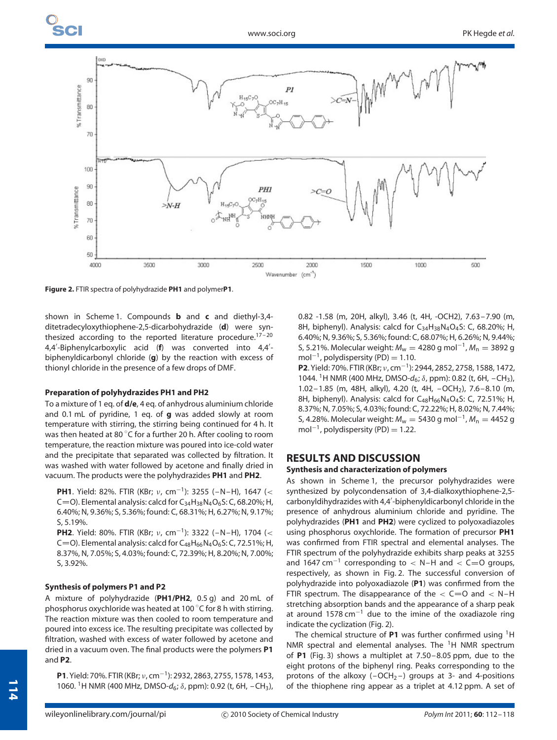Figure 2. FTIR spectra of polyhydrazide **PH1** and polymer**P1**.

shown in Scheme 1. Compounds **b** and **c** and diethyl-3,4-ditetradecyloxythiophene-2,5-dicarbohydrazide (**d**) were synthesized according to the reported literature procedure.[17–20] 4,4′-Biphenylcarboxylic acid (**f**) was converted into 4,4′-biphenyldicarbonyl chloride (**g**) by the reaction with excess of thionyl chloride in the presence of a few drops of DMF.

### Preparation of polyhydrazides PH1 and PH2

To a mixture of 1 eq. of **d/e**, 4 eq. of anhydrous aluminium chloride and 0.1 mL of pyridine, 1 eq. of **g** was added slowly at room temperature with stirring, the stirring being continued for 4 h. It was then heated at 80 °C for a further 20 h. After cooling to room temperature, the reaction mixture was poured into ice-cold water and the precipitate that separated was collected by filtration. It was washed with water followed by acetone and finally dried in vacuum. The products were the polyhydrazides **PH1** and **PH2**.

**PH1**. Yield: 82%. FTIR (KBr; $\nu$, $cm^{-1}$): 3255 (–N–H), 1647 (< C=O). Elemental analysis: calcd for $C_{34}H_{38}N_4O_6S$: C, 68.20%; H, 6.40%; N, 9.36%; S, 5.36%; found: C, 68.31%; H, 6.27%; N, 9.17%; S, 5.19%.

**PH2**. Yield: 80%. FTIR (KBr; $\nu$, $cm^{-1}$): 3322 (–N–H), 1704 (< C=O). Elemental analysis: calcd for $C_{48}H_{66}N_4O_6S$: C, 72.51%; H, 8.37%, N, 7.05%; S, 4.03%; found: C, 72.39%; H, 8.20%; N, 7.00%; S, 3.92%.

### Synthesis of polymers P1 and P2

A mixture of polyhydrazide (**PH1/PH2**, 0.5 g) and 20 mL of phosphorus oxychloride was heated at 100 °C for 8 h with stirring. The reaction mixture was then cooled to room temperature and poured into excess ice. The resulting precipitate was collected by filtration, washed with excess of water followed by acetone and dried in a vacuum oven. The final products were the polymers **P1** and **P2**.

**P1**. Yield: 70%. FTIR (KBr; $\nu$, $cm^{-1}$): 2932, 2863, 2755, 1578, 1453, 1060. $^1$H NMR (400 MHz, DMSO-$d_6$; $\delta$, ppm): 0.92 (t, 6H, $-CH_3$), 0.82 -1.58 (m, 20H, alkyl), 3.46 (t, 4H, -OCH2), 7.63–7.90 (m, 8H, biphenyl). Analysis: calcd for $C_{34}H_{38}N_4O_4S$: C, 68.20%; H, 6.40%; N, 9.36%; S, 5.36%; found: C, 68.07%; H, 6.26%; N, 9.44%; S, 5.21%. Molecular weight: $M_w$ = 4280 g $mol^{-1}$, $M_n$ = 3892 g $mol^{-1}$, polydispersity (PD) = 1.10.

**P2**. Yield: 70%. FTIR (KBr; $\nu$, $cm^{-1}$): 2944, 2852, 2758, 1588, 1472, 1044. $^1$H NMR (400 MHz, DMSO-$d_6$; $\delta$, ppm): 0.82 (t, 6H, $-CH_3$), 1.02–1.85 (m, 48H, alkyl), 4.20 (t, 4H, $-OCH_2$), 7.6–8.10 (m, 8H, biphenyl). Analysis: calcd for $C_{48}H_{66}N_4O_4S$: C, 72.51%; H, 8.37%; N, 7.05%; S, 4.03%; found: C, 72.22%; H, 8.02%; N, 7.44%; S, 4.28%. Molecular weight: $M_w$ = 5430 g $mol^{-1}$, $M_n$ = 4452 g $mol^{-1}$, polydispersity (PD) = 1.22.

## RESULTS AND DISCUSSION

### Synthesis and characterization of polymers

As shown in Scheme 1, the precursor polyhydrazides were synthesized by polycondensation of 3,4-dialkoxythiophene-2,5-carbonyldihydrazides with 4,4′-biphenyldicarbonyl chloride in the presence of anhydrous aluminium chloride and pyridine. The polyhydrazides (**PH1** and **PH2**) were cyclized to polyoxadiazoles using phosphorus oxychloride. The formation of precursor **PH1** was confirmed from FTIR spectral and elemental analyses. The FTIR spectrum of the polyhydrazide exhibits sharp peaks at 3255 and 1647 $cm^{-1}$ corresponding to < N–H and < C=O groups, respectively, as shown in Fig. 2. The successful conversion of polyhydrazide into polyoxadiazole (**P1**) was confirmed from the FTIR spectrum. The disappearance of the < C=O and < N–H stretching absorption bands and the appearance of a sharp peak at around 1578 $cm^{-1}$ due to the imine of the oxadiazole ring indicate the cyclization (Fig. 2).

The chemical structure of **P1** was further confirmed using $^1$H NMR spectral and elemental analyses. The $^1$H NMR spectrum of **P1** (Fig. 3) shows a multiplet at 7.50–8.05 ppm, due to the eight protons of the biphenyl ring. Peaks corresponding to the protons of the alkoxy ($-OCH_2-$) groups at 3- and 4-positions of the thiophene ring appear as a triplet at 4.12 ppm. A set of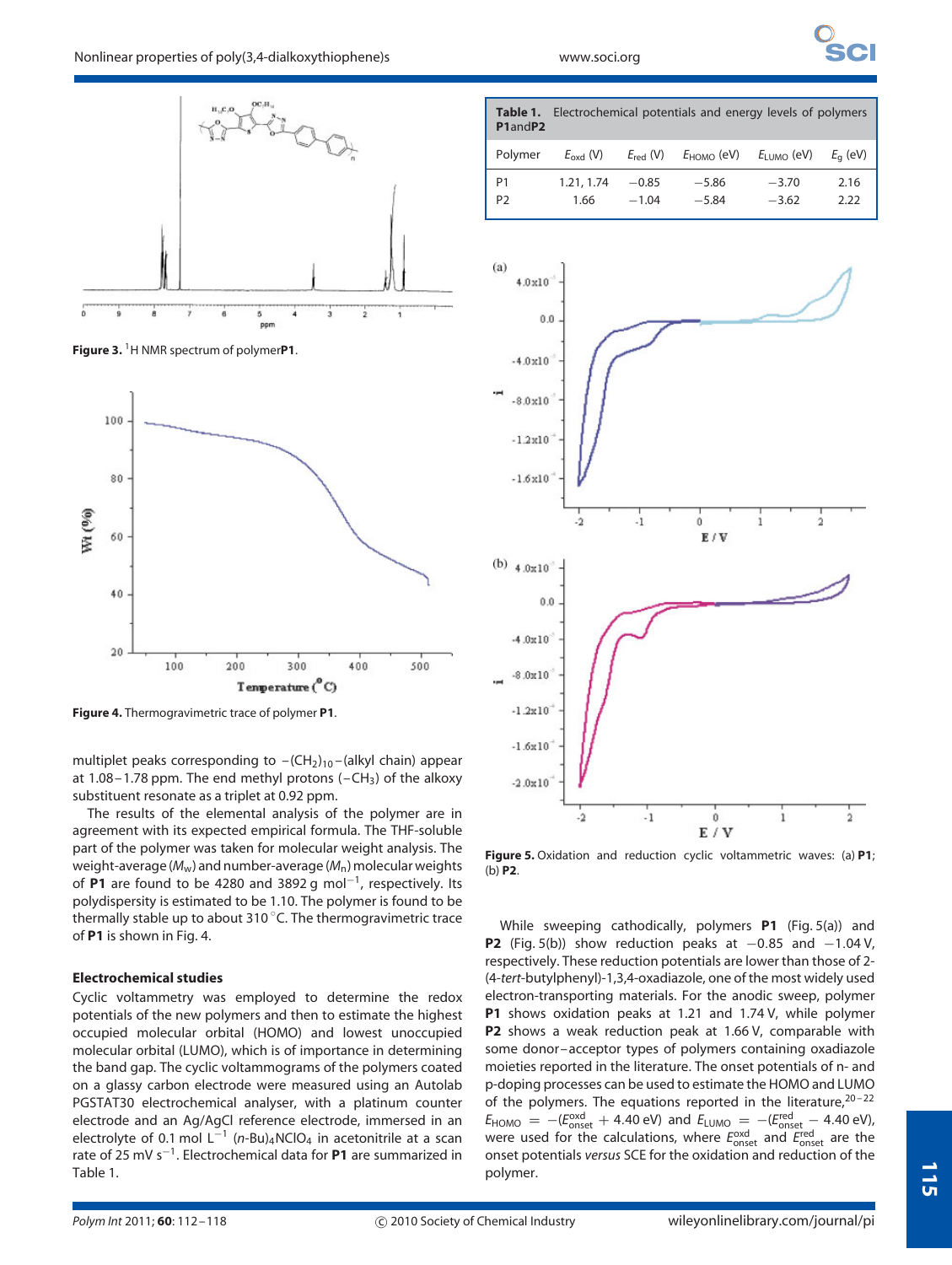Figure 3. $^1$H NMR spectrum of polymer **P1**.

Figure 4. Thermogravimetric trace of polymer **P1**.

multiplet peaks corresponding to $-(CH_2)_{10}-$(alkyl chain) appear at 1.08–1.78 ppm. The end methyl protons ($-CH_3$) of the alkoxy substituent resonate as a triplet at 0.92 ppm.

The results of the elemental analysis of the polymer are in agreement with its expected empirical formula. The THF-soluble part of the polymer was taken for molecular weight analysis. The weight-average ($M_w$) and number-average ($M_n$) molecular weights of **P1** are found to be 4280 and 3892 g mol$^{-1}$, respectively. Its polydispersity is estimated to be 1.10. The polymer is found to be thermally stable up to about 310 °C. The thermogravimetric trace of **P1** is shown in Fig. 4.

### Electrochemical studies

Cyclic voltammetry was employed to determine the redox potentials of the new polymers and then to estimate the highest occupied molecular orbital (HOMO) and lowest unoccupied molecular orbital (LUMO), which is of importance in determining the band gap. The cyclic voltammograms of the polymers coated on a glassy carbon electrode were measured using an Autolab PGSTAT30 electrochemical analyser, with a platinum counter electrode and an Ag/AgCl reference electrode, immersed in an electrolyte of 0.1 mol L$^{-1}$ $(n\text{-Bu})_4NClO_4$ in acetonitrile at a scan rate of 25 mV s$^{-1}$. Electrochemical data for **P1** are summarized in Table 1.

**Table 1.** Electrochemical potentials and energy levels of polymers **P1** and **P2**

| Polymer | $E_{oxd}$ (V) | $E_{red}$ (V) | $E_{HOMO}$ (eV) | $E_{LUMO}$ (eV) | $E_g$ (eV) |
|---|---|---|---|---|---|
| P1 | 1.21, 1.74 | −0.85 | −5.86 | −3.70 | 2.16 |
| P2 | 1.66 | −1.04 | −5.84 | −3.62 | 2.22 |

Figure 5. Oxidation and reduction cyclic voltammetric waves: (a) **P1**; (b) **P2**.

While sweeping cathodically, polymers **P1** (Fig. 5(a)) and **P2** (Fig. 5(b)) show reduction peaks at −0.85 and −1.04 V, respectively. These reduction potentials are lower than those of 2-(4-*tert*-butylphenyl)-1,3,4-oxadiazole, one of the most widely used electron-transporting materials. For the anodic sweep, polymer **P1** shows oxidation peaks at 1.21 and 1.74 V, while polymer **P2** shows a weak reduction peak at 1.66 V, comparable with some donor–acceptor types of polymers containing oxadiazole moieties reported in the literature. The onset potentials of n- and p-doping processes can be used to estimate the HOMO and LUMO of the polymers. The equations reported in the literature,[20–22] $E_{HOMO} = -(E_{onset}^{oxd} + 4.40\ \text{eV})$ and $E_{LUMO} = -(E_{onset}^{red} - 4.40\ \text{eV})$, were used for the calculations, where $E_{onset}^{oxd}$ and $E_{onset}^{red}$ are the onset potentials *versus* SCE for the oxidation and reduction of the polymer.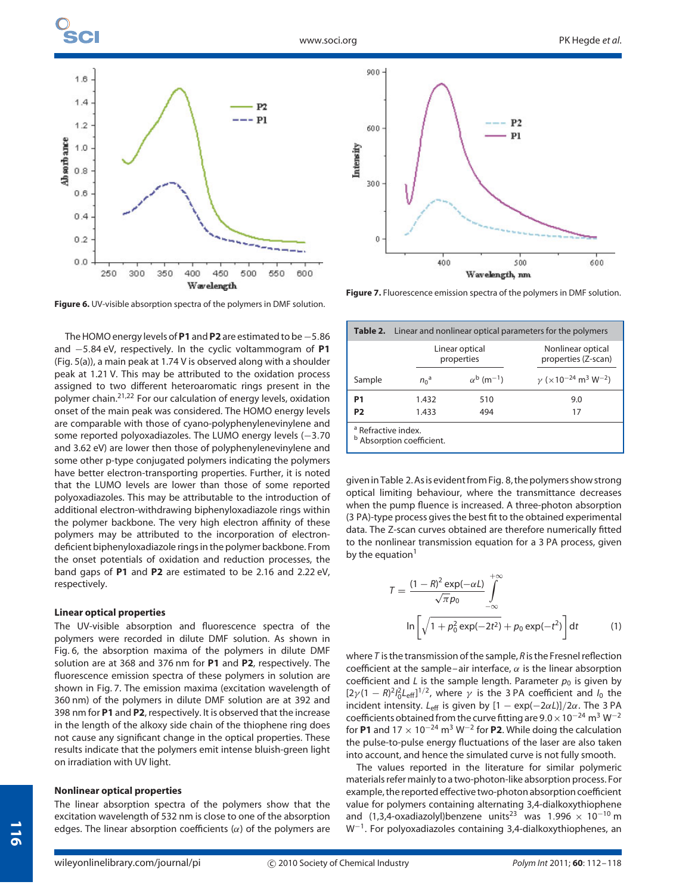Figure 6. UV-visible absorption spectra of the polymers in DMF solution.

Figure 7. Fluorescence emission spectra of the polymers in DMF solution.

The HOMO energy levels of **P1** and **P2** are estimated to be −5.86 and −5.84 eV, respectively. In the cyclic voltammogram of **P1** (Fig. 5(a)), a main peak at 1.74 V is observed along with a shoulder peak at 1.21 V. This may be attributed to the oxidation process assigned to two different heteroaromatic rings present in the polymer chain.[21,22] For our calculation of energy levels, oxidation onset of the main peak was considered. The HOMO energy levels are comparable with those of cyano-polyphenylenevinylene and some reported polyoxadiazoles. The LUMO energy levels (−3.70 and 3.62 eV) are lower then those of polyphenylenevinylene and some other p-type conjugated polymers indicating the polymers have better electron-transporting properties. Further, it is noted that the LUMO levels are lower than those of some reported polyoxadiazoles. This may be attributable to the introduction of additional electron-withdrawing biphenyloxadiazole rings within the polymer backbone. The very high electron affinity of these polymers may be attributed to the incorporation of electron-deficient biphenyloxadiazole rings in the polymer backbone. From the onset potentials of oxidation and reduction processes, the band gaps of **P1** and **P2** are estimated to be 2.16 and 2.22 eV, respectively.

### Linear optical properties

The UV-visible absorption and fluorescence spectra of the polymers were recorded in dilute DMF solution. As shown in Fig. 6, the absorption maxima of the polymers in dilute DMF solution are at 368 and 376 nm for **P1** and **P2**, respectively. The fluorescence emission spectra of these polymers in solution are shown in Fig. 7. The emission maxima (excitation wavelength of 360 nm) of the polymers in dilute DMF solution are at 392 and 398 nm for **P1** and **P2**, respectively. It is observed that the increase in the length of the alkoxy side chain of the thiophene ring does not cause any significant change in the optical properties. These results indicate that the polymers emit intense bluish-green light on irradiation with UV light.

### Nonlinear optical properties

The linear absorption spectra of the polymers show that the excitation wavelength of 532 nm is close to one of the absorption edges. The linear absorption coefficients ($\alpha$) of the polymers are given in Table 2. As is evident from Fig. 8, the polymers show strong optical limiting behaviour, where the transmittance decreases when the pump fluence is increased. A three-photon absorption (3 PA)-type process gives the best fit to the obtained experimental data. The Z-scan curves obtained are therefore numerically fitted to the nonlinear transmission equation for a 3 PA process, given by the equation[1]

**Table 2.** Linear and nonlinear optical parameters for the polymers

| | Linear optical properties | | Nonlinear optical properties (Z-scan) |
|---|---|---|---|
| Sample | $n_0$[a] | $\alpha$[b] ($m^{-1}$) | $\gamma$ ($\times 10^{-24}$ $m^3$ $W^{-2}$) |
| **P1** | 1.432 | 510 | 9.0 |
| **P2** | 1.433 | 494 | 17 |

[a] Refractive index.
[b] Absorption coefficient.

$$T = \frac{(1-R)^2 \exp(-\alpha L)}{\sqrt{\pi} p_0} \int_{-\infty}^{+\infty} \ln\left[\sqrt{1 + p_0^2 \exp(-2t^2)} + p_0 \exp(-t^2)\right] dt \qquad (1)$$

where $T$ is the transmission of the sample, $R$ is the Fresnel reflection coefficient at the sample–air interface, $\alpha$ is the linear absorption coefficient and $L$ is the sample length. Parameter $p_0$ is given by $[2\gamma(1-R)^2 I_0^2 L_{eff}]^{1/2}$, where $\gamma$ is the 3 PA coefficient and $I_0$ the incident intensity. $L_{eff}$ is given by $[1 - \exp(-2\alpha L)]/2\alpha$. The 3 PA coefficients obtained from the curve fitting are $9.0 \times 10^{-24}$ $m^3$ $W^{-2}$ for **P1** and $17 \times 10^{-24}$ $m^3$ $W^{-2}$ for **P2**. While doing the calculation the pulse-to-pulse energy fluctuations of the laser are also taken into account, and hence the simulated curve is not fully smooth.

The values reported in the literature for similar polymeric materials refer mainly to a two-photon-like absorption process. For example, the reported effective two-photon absorption coefficient value for polymers containing alternating 3,4-dialkoxythiophene and (1,3,4-oxadiazolyl)benzene units[23] was $1.996 \times 10^{-10}$ m $W^{-1}$. For polyoxadiazoles containing 3,4-dialkoxythiophenes, an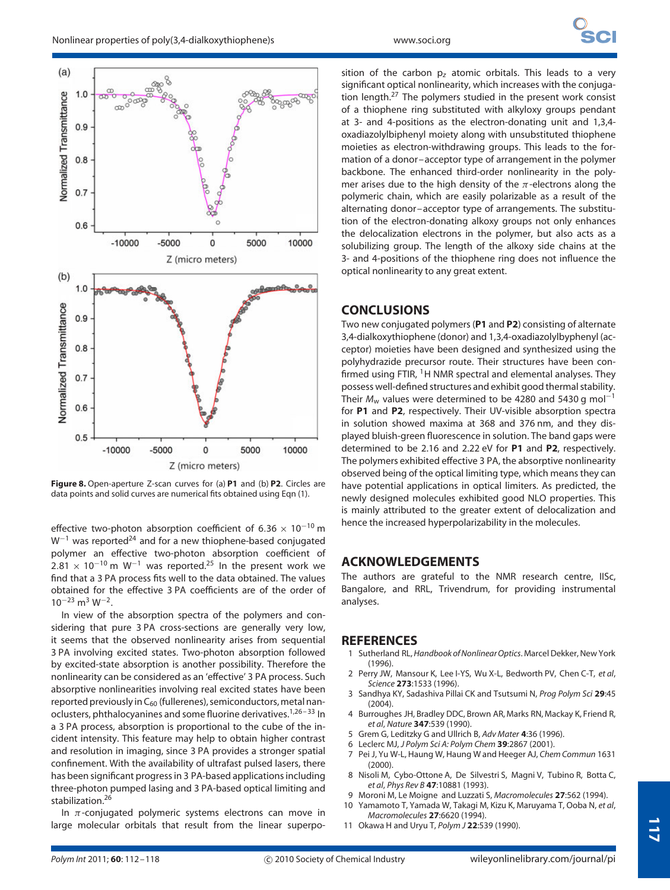Figure 8. Open-aperture Z-scan curves for (a) **P1** and (b) **P2**. Circles are data points and solid curves are numerical fits obtained using Eqn (1).

effective two-photon absorption coefficient of $6.36 \times 10^{-10}$ m $W^{-1}$ was reported[24] and for a new thiophene-based conjugated polymer an effective two-photon absorption coefficient of $2.81 \times 10^{-10}$ m $W^{-1}$ was reported.[25] In the present work we find that a 3 PA process fits well to the data obtained. The values obtained for the effective 3 PA coefficients are of the order of $10^{-23}$ $m^3$ $W^{-2}$.

In view of the absorption spectra of the polymers and considering that pure 3 PA cross-sections are generally very low, it seems that the observed nonlinearity arises from sequential 3 PA involving excited states. Two-photon absorption followed by excited-state absorption is another possibility. Therefore the nonlinearity can be considered as an 'effective' 3 PA process. Such absorptive nonlinearities involving real excited states have been reported previously in $C_{60}$ (fullerenes), semiconductors, metal nanoclusters, phthalocyanines and some fluorine derivatives.[1,26–33] In a 3 PA process, absorption is proportional to the cube of the incident intensity. This feature may help to obtain higher contrast and resolution in imaging, since 3 PA provides a stronger spatial confinement. With the availability of ultrafast pulsed lasers, there has been significant progress in 3 PA-based applications including three-photon pumped lasing and 3 PA-based optical limiting and stabilization.[26]

In $\pi$-conjugated polymeric systems electrons can move in large molecular orbitals that result from the linear superposition of the carbon $p_z$ atomic orbitals. This leads to a very significant optical nonlinearity, which increases with the conjugation length.[27] The polymers studied in the present work consist of a thiophene ring substituted with alkyloxy groups pendant at 3- and 4-positions as the electron-donating unit and 1,3,4-oxadiazolylbiphenyl moiety along with unsubstituted thiophene moieties as electron-withdrawing groups. This leads to the formation of a donor–acceptor type of arrangement in the polymer backbone. The enhanced third-order nonlinearity in the polymer arises due to the high density of the $\pi$-electrons along the polymeric chain, which are easily polarizable as a result of the alternating donor–acceptor type of arrangements. The substitution of the electron-donating alkoxy groups not only enhances the delocalization electrons in the polymer, but also acts as a solubilizing group. The length of the alkoxy side chains at the 3- and 4-positions of the thiophene ring does not influence the optical nonlinearity to any great extent.

## CONCLUSIONS

Two new conjugated polymers (**P1** and **P2**) consisting of alternate 3,4-dialkoxythiophene (donor) and 1,3,4-oxadiazolylbyphenyl (acceptor) moieties have been designed and synthesized using the polyhydrazide precursor route. Their structures have been confirmed using FTIR, $^1$H NMR spectral and elemental analyses. They possess well-defined structures and exhibit good thermal stability. Their $M_w$ values were determined to be 4280 and 5430 g $mol^{-1}$ for **P1** and **P2**, respectively. Their UV-visible absorption spectra in solution showed maxima at 368 and 376 nm, and they displayed bluish-green fluorescence in solution. The band gaps were determined to be 2.16 and 2.22 eV for **P1** and **P2**, respectively. The polymers exhibited effective 3 PA, the absorptive nonlinearity observed being of the optical limiting type, which means they can have potential applications in optical limiters. As predicted, the newly designed molecules exhibited good NLO properties. This is mainly attributed to the greater extent of delocalization and hence the increased hyperpolarizability in the molecules.

## ACKNOWLEDGEMENTS

The authors are grateful to the NMR research centre, IISc, Bangalore, and RRL, Trivendrum, for providing instrumental analyses.

## REFERENCES

1. Sutherland RL, *Handbook of Nonlinear Optics*. Marcel Dekker, New York (1996).
2. Perry JW, Mansour K, Lee I-YS, Wu X-L, Bedworth PV, Chen C-T, *et al*, *Science* **273**:1533 (1996).
3. Sandhya KY, Sadashiva Pillai CK and Tsutsumi N, *Prog Polym Sci* **29**:45 (2004).
4. Burroughes JH, Bradley DDC, Brown AR, Marks RN, Mackay K, Friend R, *et al*, *Nature* **347**:539 (1990).
5. Grem G, Leditzky G and Ullrich B, *Adv Mater* **4**:36 (1996).
6. Leclerc MJ, *J Polym Sci A: Polym Chem* **39**:2867 (2001).
7. Pei J, Yu W-L, Haung W, Haung W and Heeger AJ, *Chem Commun* 1631 (2000).
8. Nisoli M, Cybo-Ottone A, De Silvestri S, Magni V, Tubino R, Botta C, *et al*, *Phys Rev B* **47**:10881 (1993).
9. Moroni M, Le Moigne and Luzzati S, *Macromolecules* **27**:562 (1994).
10. Yamamoto T, Yamada W, Takagi M, Kizu K, Maruyama T, Ooba N, *et al*, *Macromolecules* **27**:6620 (1994).
11. Okawa H and Uryu T, *Polym J* **22**:539 (1990).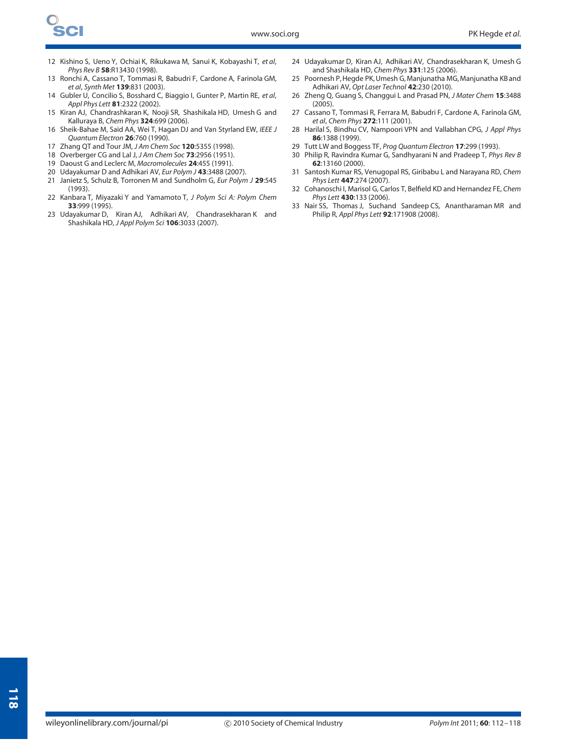12 Kishino S, Ueno Y, Ochiai K, Rikukawa M, Sanui K, Kobayashi T, *et al*, *Phys Rev B* **58**:R13430 (1998).
13 Ronchi A, Cassano T, Tommasi R, Babudri F, Cardone A, Farinola GM, *et al*, *Synth Met* **139**:831 (2003).
14 Gubler U, Concilio S, Bosshard C, Biaggio I, Gunter P, Martin RE, *et al*, *Appl Phys Lett* **81**:2322 (2002).
15 Kiran AJ, Chandrashkaran K, Nooji SR, Shashikala HD, Umesh G and Kalluraya B, *Chem Phys* **324**:699 (2006).
16 Sheik-Bahae M, Said AA, Wei T, Hagan DJ and Van Styland EW, *IEEE J Quantum Electron* **26**:760 (1990).
17 Zhang QT and Tour JM, *J Am Chem Soc* **120**:5355 (1998).
18 Overberger CG and Lal J, *J Am Chem Soc* **73**:2956 (1951).
19 Daoust G and Leclerc M, *Macromolecules* **24**:455 (1991).
20 Udayakumar D and Adhikari AV, *Eur Polym J* **43**:3488 (2007).
21 Janietz S, Schulz B, Torronen M and Sundholm G, *Eur Polym J* **29**:545 (1993).
22 Kanbara T, Miyazaki Y and Yamamoto T, *J Polym Sci A: Polym Chem* **33**:999 (1995).
23 Udayakumar D, Kiran AJ, Adhikari AV, Chandrasekharan K and Shashikala HD, *J Appl Polym Sci* **106**:3033 (2007).
24 Udayakumar D, Kiran AJ, Adhikari AV, Chandrasekharan K, Umesh G and Shashikala HD, *Chem Phys* **331**:125 (2006).
25 Poornesh P, Hegde PK, Umesh G, Manjunatha MG, Manjunatha KB and Adhikari AV, *Opt Laser Technol* **42**:230 (2010).
26 Zheng Q, Guang S, Changgui L and Prasad PN, *J Mater Chem* **15**:3488 (2005).
27 Cassano T, Tommasi R, Ferrara M, Babudri F, Cardone A, Farinola GM, *et al*, *Chem Phys* **272**:111 (2001).
28 Harilal S, Bindhu CV, Nampoori VPN and Vallabhan CPG, *J Appl Phys* **86**:1388 (1999).
29 Tutt LW and Boggess TF, *Prog Quantum Electron* **17**:299 (1993).
30 Philip R, Ravindra Kumar G, Sandhyarani N and Pradeep T, *Phys Rev B* **62**:13160 (2000).
31 Santosh Kumar RS, Venugopal RS, Giribabu L and Narayana RD, *Chem Phys Lett* **447**:274 (2007).
32 Cohanoschi I, Marisol G, Carlos T, Belfield KD and Hernandez FE, *Chem Phys Lett* **430**:133 (2006).
33 Nair SS, Thomas J, Suchand Sandeep CS, Anantharaman MR and Philip R, *Appl Phys Lett* **92**:171908 (2008).